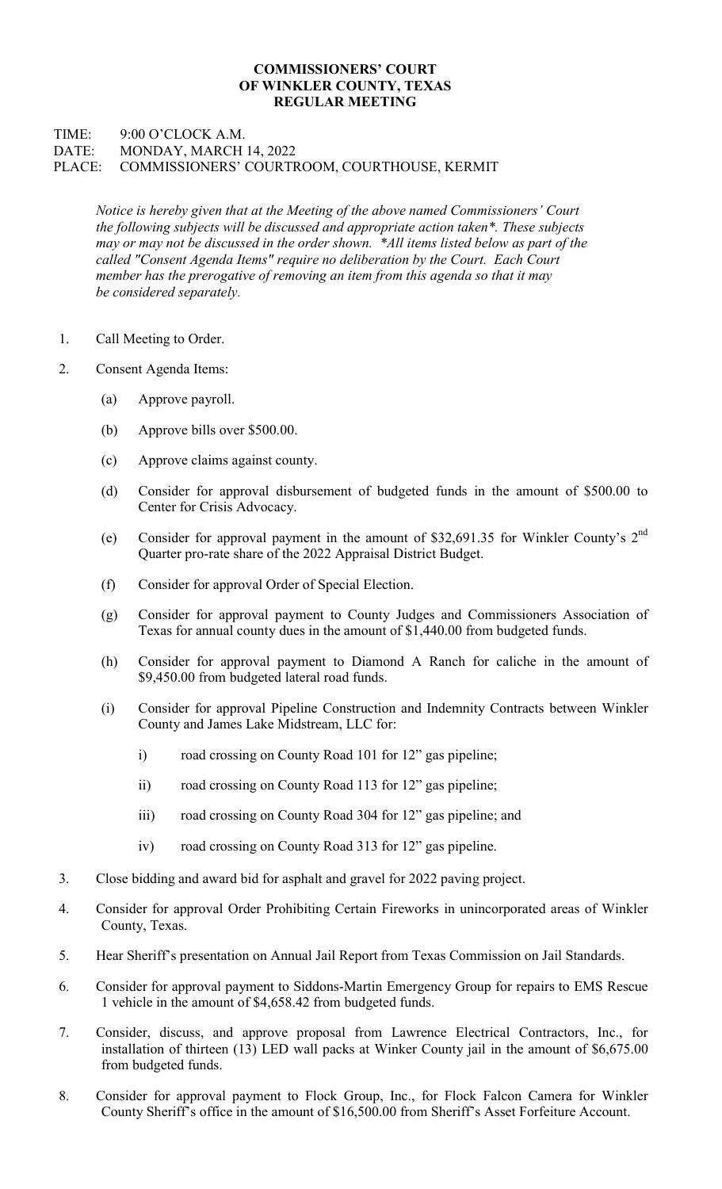**COMMISSIONERS' COURT**
**OF WINKLER COUNTY, TEXAS**
**REGULAR MEETING**

TIME: 9:00 O'CLOCK A.M.
DATE: MONDAY, MARCH 14, 2022
PLACE: COMMISSIONERS' COURTROOM, COURTHOUSE, KERMIT

*Notice is hereby given that at the Meeting of the above named Commissioners' Court the following subjects will be discussed and appropriate action taken*. These subjects may or may not be discussed in the order shown. *All items listed below as part of the called "Consent Agenda Items" require no deliberation by the Court. Each Court member has the prerogative of removing an item from this agenda so that it may be considered separately.*

1. Call Meeting to Order.

2. Consent Agenda Items:

   (a) Approve payroll.

   (b) Approve bills over $500.00.

   (c) Approve claims against county.

   (d) Consider for approval disbursement of budgeted funds in the amount of $500.00 to Center for Crisis Advocacy.

   (e) Consider for approval payment in the amount of $32,691.35 for Winkler County's 2nd Quarter pro-rate share of the 2022 Appraisal District Budget.

   (f) Consider for approval Order of Special Election.

   (g) Consider for approval payment to County Judges and Commissioners Association of Texas for annual county dues in the amount of $1,440.00 from budgeted funds.

   (h) Consider for approval payment to Diamond A Ranch for caliche in the amount of $9,450.00 from budgeted lateral road funds.

   (i) Consider for approval Pipeline Construction and Indemnity Contracts between Winkler County and James Lake Midstream, LLC for:

      i) road crossing on County Road 101 for 12" gas pipeline;

      ii) road crossing on County Road 113 for 12" gas pipeline;

      iii) road crossing on County Road 304 for 12" gas pipeline; and

      iv) road crossing on County Road 313 for 12" gas pipeline.

3. Close bidding and award bid for asphalt and gravel for 2022 paving project.

4. Consider for approval Order Prohibiting Certain Fireworks in unincorporated areas of Winkler County, Texas.

5. Hear Sheriff's presentation on Annual Jail Report from Texas Commission on Jail Standards.

6. Consider for approval payment to Siddons-Martin Emergency Group for repairs to EMS Rescue 1 vehicle in the amount of $4,658.42 from budgeted funds.

7. Consider, discuss, and approve proposal from Lawrence Electrical Contractors, Inc., for installation of thirteen (13) LED wall packs at Winker County jail in the amount of $6,675.00 from budgeted funds.

8. Consider for approval payment to Flock Group, Inc., for Flock Falcon Camera for Winkler County Sheriff's office in the amount of $16,500.00 from Sheriff's Asset Forfeiture Account.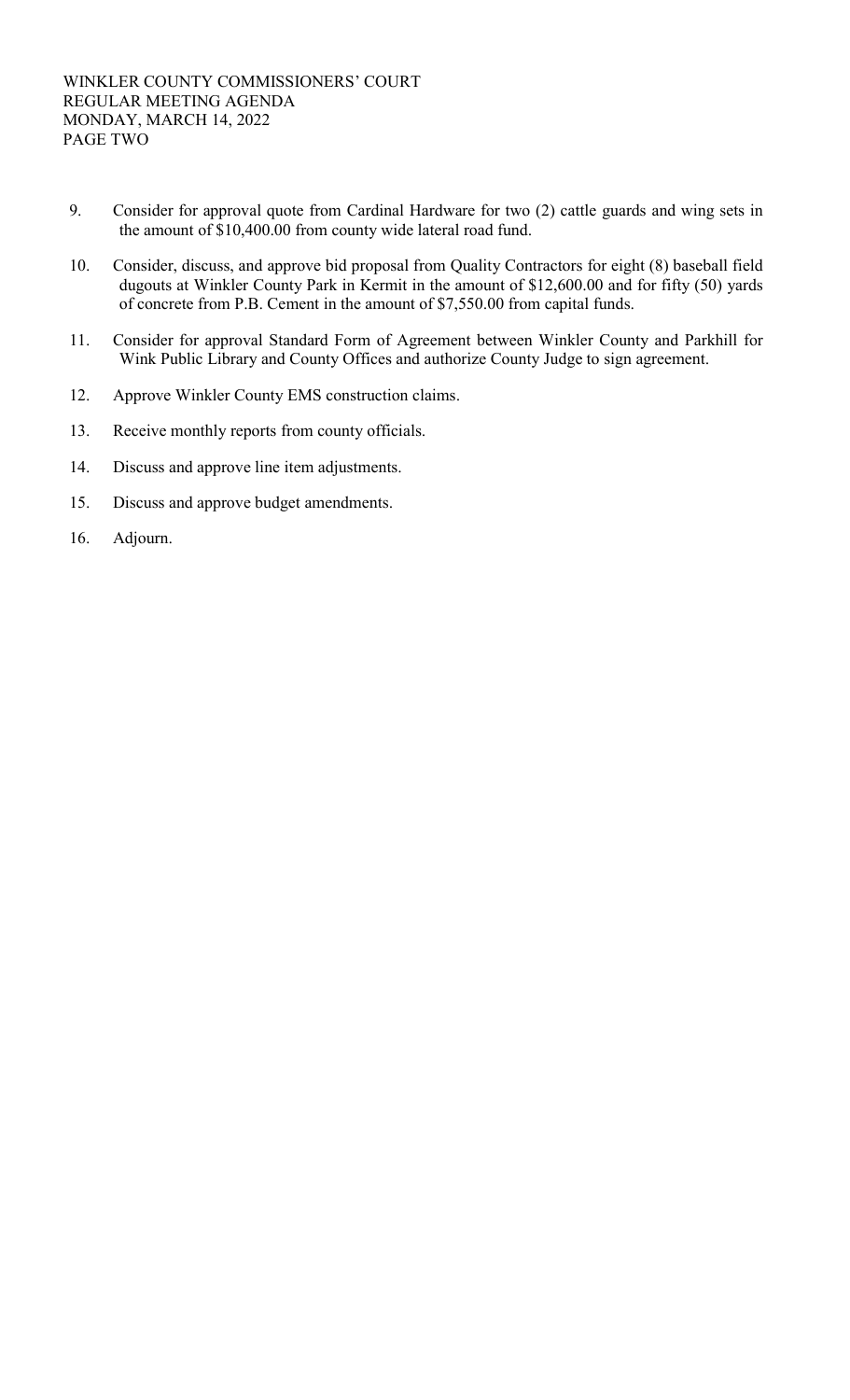9. Consider for approval quote from Cardinal Hardware for two (2) cattle guards and wing sets in the amount of $10,400.00 from county wide lateral road fund.

10. Consider, discuss, and approve bid proposal from Quality Contractors for eight (8) baseball field dugouts at Winkler County Park in Kermit in the amount of $12,600.00 and for fifty (50) yards of concrete from P.B. Cement in the amount of $7,550.00 from capital funds.

11. Consider for approval Standard Form of Agreement between Winkler County and Parkhill for Wink Public Library and County Offices and authorize County Judge to sign agreement.

12. Approve Winkler County EMS construction claims.

13. Receive monthly reports from county officials.

14. Discuss and approve line item adjustments.

15. Discuss and approve budget amendments.

16. Adjourn.